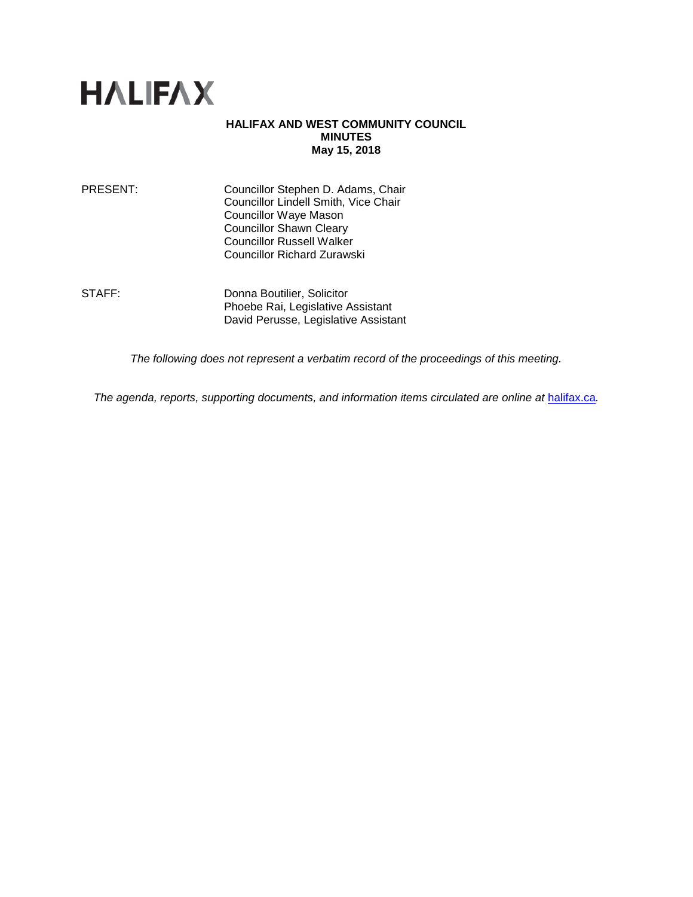HALIFAX

# HALIFAX AND WEST COMMUNITY COUNCIL
## MINUTES
### May 15, 2018

PRESENT: Councillor Stephen D. Adams, Chair
Councillor Lindell Smith, Vice Chair
Councillor Waye Mason
Councillor Shawn Cleary
Councillor Russell Walker
Councillor Richard Zurawski

STAFF: Donna Boutilier, Solicitor
Phoebe Rai, Legislative Assistant
David Perusse, Legislative Assistant

*The following does not represent a verbatim record of the proceedings of this meeting.*

*The agenda, reports, supporting documents, and information items circulated are online at halifax.ca.*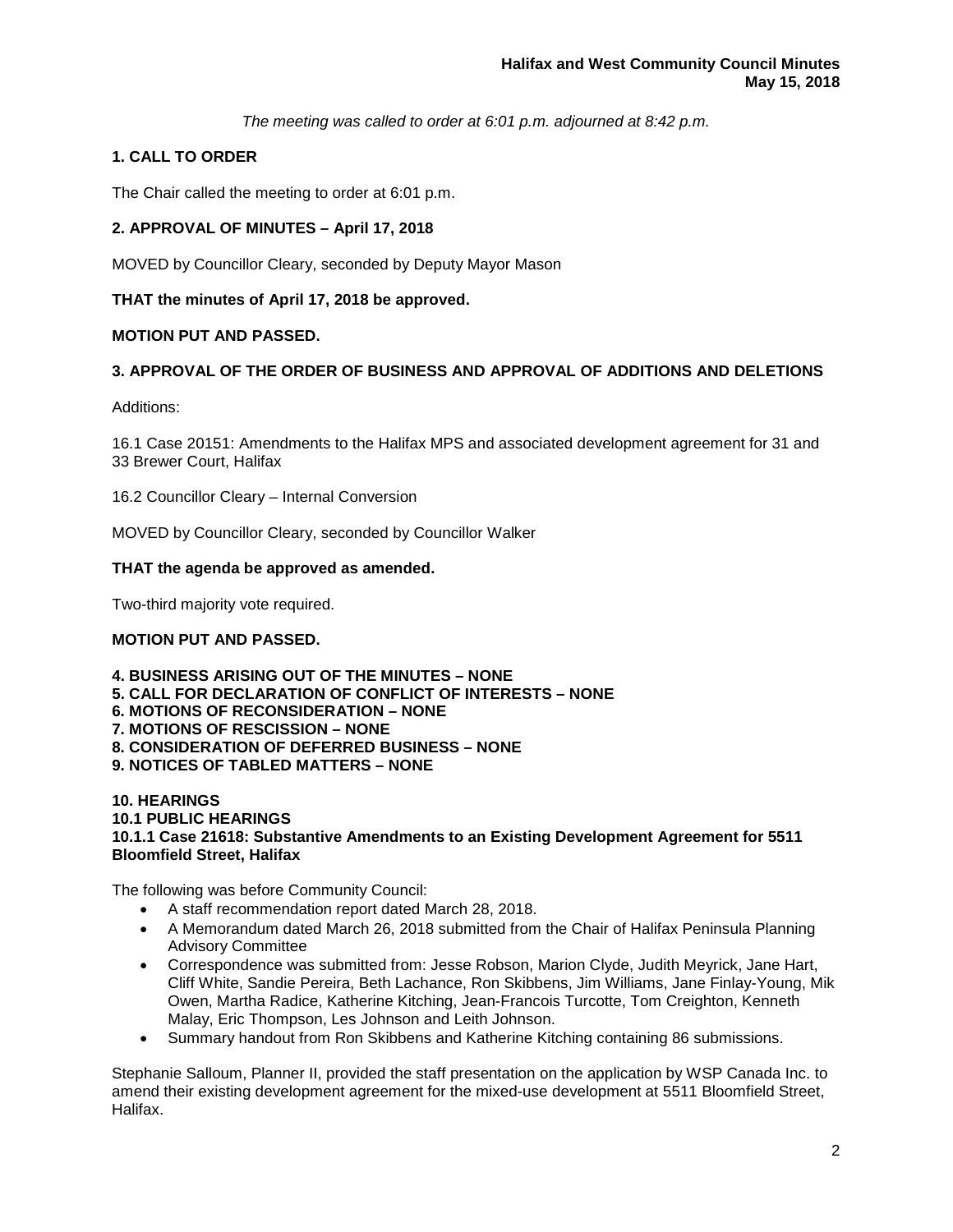*The meeting was called to order at 6:01 p.m. adjourned at 8:42 p.m.*

## 1. CALL TO ORDER

The Chair called the meeting to order at 6:01 p.m.

## 2. APPROVAL OF MINUTES – April 17, 2018

MOVED by Councillor Cleary, seconded by Deputy Mayor Mason

**THAT the minutes of April 17, 2018 be approved.**

**MOTION PUT AND PASSED.**

## 3. APPROVAL OF THE ORDER OF BUSINESS AND APPROVAL OF ADDITIONS AND DELETIONS

Additions:

16.1 Case 20151: Amendments to the Halifax MPS and associated development agreement for 31 and 33 Brewer Court, Halifax

16.2 Councillor Cleary – Internal Conversion

MOVED by Councillor Cleary, seconded by Councillor Walker

**THAT the agenda be approved as amended.**

Two-third majority vote required.

**MOTION PUT AND PASSED.**

**4. BUSINESS ARISING OUT OF THE MINUTES – NONE**
**5. CALL FOR DECLARATION OF CONFLICT OF INTERESTS – NONE**
**6. MOTIONS OF RECONSIDERATION – NONE**
**7. MOTIONS OF RESCISSION – NONE**
**8. CONSIDERATION OF DEFERRED BUSINESS – NONE**
**9. NOTICES OF TABLED MATTERS – NONE**

## 10. HEARINGS

### 10.1 PUBLIC HEARINGS

#### 10.1.1 Case 21618: Substantive Amendments to an Existing Development Agreement for 5511 Bloomfield Street, Halifax

The following was before Community Council:

- A staff recommendation report dated March 28, 2018.
- A Memorandum dated March 26, 2018 submitted from the Chair of Halifax Peninsula Planning Advisory Committee
- Correspondence was submitted from: Jesse Robson, Marion Clyde, Judith Meyrick, Jane Hart, Cliff White, Sandie Pereira, Beth Lachance, Ron Skibbens, Jim Williams, Jane Finlay-Young, Mik Owen, Martha Radice, Katherine Kitching, Jean-Francois Turcotte, Tom Creighton, Kenneth Malay, Eric Thompson, Les Johnson and Leith Johnson.
- Summary handout from Ron Skibbens and Katherine Kitching containing 86 submissions.

Stephanie Salloum, Planner II, provided the staff presentation on the application by WSP Canada Inc. to amend their existing development agreement for the mixed-use development at 5511 Bloomfield Street, Halifax.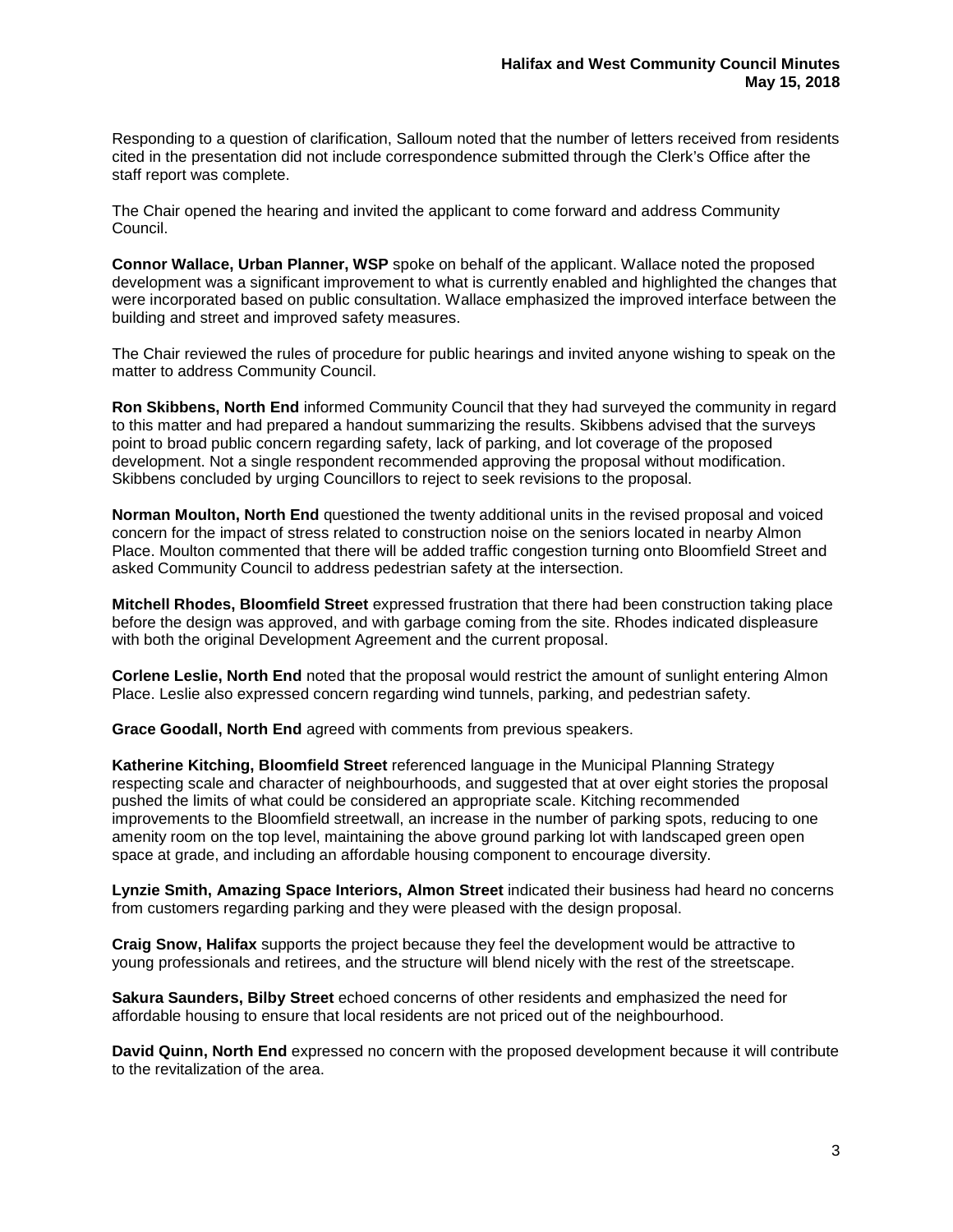Responding to a question of clarification, Salloum noted that the number of letters received from residents cited in the presentation did not include correspondence submitted through the Clerk's Office after the staff report was complete.

The Chair opened the hearing and invited the applicant to come forward and address Community Council.

**Connor Wallace, Urban Planner, WSP** spoke on behalf of the applicant. Wallace noted the proposed development was a significant improvement to what is currently enabled and highlighted the changes that were incorporated based on public consultation. Wallace emphasized the improved interface between the building and street and improved safety measures.

The Chair reviewed the rules of procedure for public hearings and invited anyone wishing to speak on the matter to address Community Council.

**Ron Skibbens, North End** informed Community Council that they had surveyed the community in regard to this matter and had prepared a handout summarizing the results. Skibbens advised that the surveys point to broad public concern regarding safety, lack of parking, and lot coverage of the proposed development. Not a single respondent recommended approving the proposal without modification. Skibbens concluded by urging Councillors to reject to seek revisions to the proposal.

**Norman Moulton, North End** questioned the twenty additional units in the revised proposal and voiced concern for the impact of stress related to construction noise on the seniors located in nearby Almon Place. Moulton commented that there will be added traffic congestion turning onto Bloomfield Street and asked Community Council to address pedestrian safety at the intersection.

**Mitchell Rhodes, Bloomfield Street** expressed frustration that there had been construction taking place before the design was approved, and with garbage coming from the site. Rhodes indicated displeasure with both the original Development Agreement and the current proposal.

**Corlene Leslie, North End** noted that the proposal would restrict the amount of sunlight entering Almon Place. Leslie also expressed concern regarding wind tunnels, parking, and pedestrian safety.

**Grace Goodall, North End** agreed with comments from previous speakers.

**Katherine Kitching, Bloomfield Street** referenced language in the Municipal Planning Strategy respecting scale and character of neighbourhoods, and suggested that at over eight stories the proposal pushed the limits of what could be considered an appropriate scale. Kitching recommended improvements to the Bloomfield streetwall, an increase in the number of parking spots, reducing to one amenity room on the top level, maintaining the above ground parking lot with landscaped green open space at grade, and including an affordable housing component to encourage diversity.

**Lynzie Smith, Amazing Space Interiors, Almon Street** indicated their business had heard no concerns from customers regarding parking and they were pleased with the design proposal.

**Craig Snow, Halifax** supports the project because they feel the development would be attractive to young professionals and retirees, and the structure will blend nicely with the rest of the streetscape.

**Sakura Saunders, Bilby Street** echoed concerns of other residents and emphasized the need for affordable housing to ensure that local residents are not priced out of the neighbourhood.

**David Quinn, North End** expressed no concern with the proposed development because it will contribute to the revitalization of the area.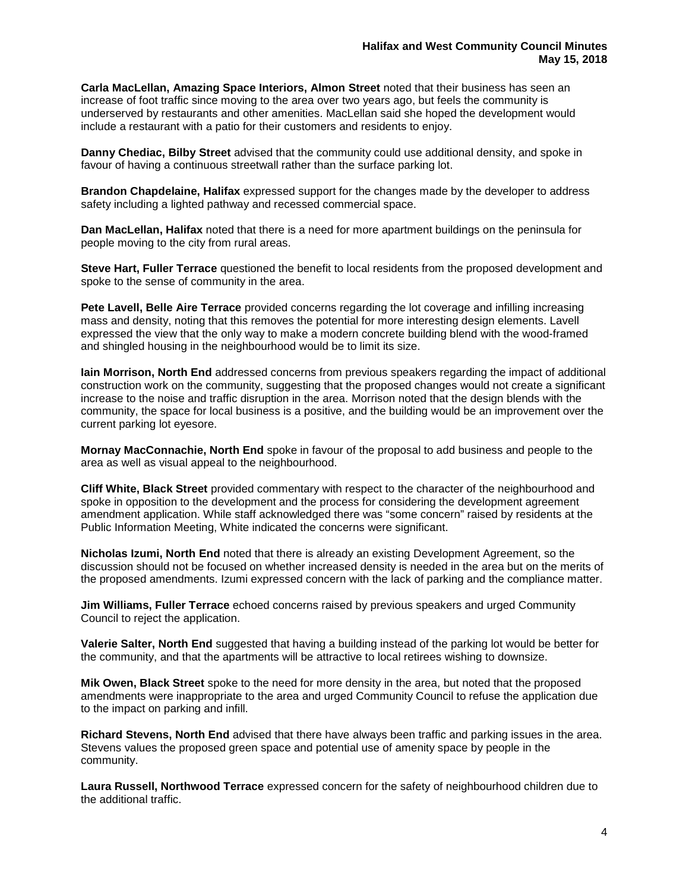**Carla MacLellan, Amazing Space Interiors, Almon Street** noted that their business has seen an increase of foot traffic since moving to the area over two years ago, but feels the community is underserved by restaurants and other amenities. MacLellan said she hoped the development would include a restaurant with a patio for their customers and residents to enjoy.

**Danny Chediac, Bilby Street** advised that the community could use additional density, and spoke in favour of having a continuous streetwall rather than the surface parking lot.

**Brandon Chapdelaine, Halifax** expressed support for the changes made by the developer to address safety including a lighted pathway and recessed commercial space.

**Dan MacLellan, Halifax** noted that there is a need for more apartment buildings on the peninsula for people moving to the city from rural areas.

**Steve Hart, Fuller Terrace** questioned the benefit to local residents from the proposed development and spoke to the sense of community in the area.

**Pete Lavell, Belle Aire Terrace** provided concerns regarding the lot coverage and infilling increasing mass and density, noting that this removes the potential for more interesting design elements. Lavell expressed the view that the only way to make a modern concrete building blend with the wood-framed and shingled housing in the neighbourhood would be to limit its size.

**Iain Morrison, North End** addressed concerns from previous speakers regarding the impact of additional construction work on the community, suggesting that the proposed changes would not create a significant increase to the noise and traffic disruption in the area. Morrison noted that the design blends with the community, the space for local business is a positive, and the building would be an improvement over the current parking lot eyesore.

**Mornay MacConnachie, North End** spoke in favour of the proposal to add business and people to the area as well as visual appeal to the neighbourhood.

**Cliff White, Black Street** provided commentary with respect to the character of the neighbourhood and spoke in opposition to the development and the process for considering the development agreement amendment application. While staff acknowledged there was "some concern" raised by residents at the Public Information Meeting, White indicated the concerns were significant.

**Nicholas Izumi, North End** noted that there is already an existing Development Agreement, so the discussion should not be focused on whether increased density is needed in the area but on the merits of the proposed amendments. Izumi expressed concern with the lack of parking and the compliance matter.

**Jim Williams, Fuller Terrace** echoed concerns raised by previous speakers and urged Community Council to reject the application.

**Valerie Salter, North End** suggested that having a building instead of the parking lot would be better for the community, and that the apartments will be attractive to local retirees wishing to downsize.

**Mik Owen, Black Street** spoke to the need for more density in the area, but noted that the proposed amendments were inappropriate to the area and urged Community Council to refuse the application due to the impact on parking and infill.

**Richard Stevens, North End** advised that there have always been traffic and parking issues in the area. Stevens values the proposed green space and potential use of amenity space by people in the community.

**Laura Russell, Northwood Terrace** expressed concern for the safety of neighbourhood children due to the additional traffic.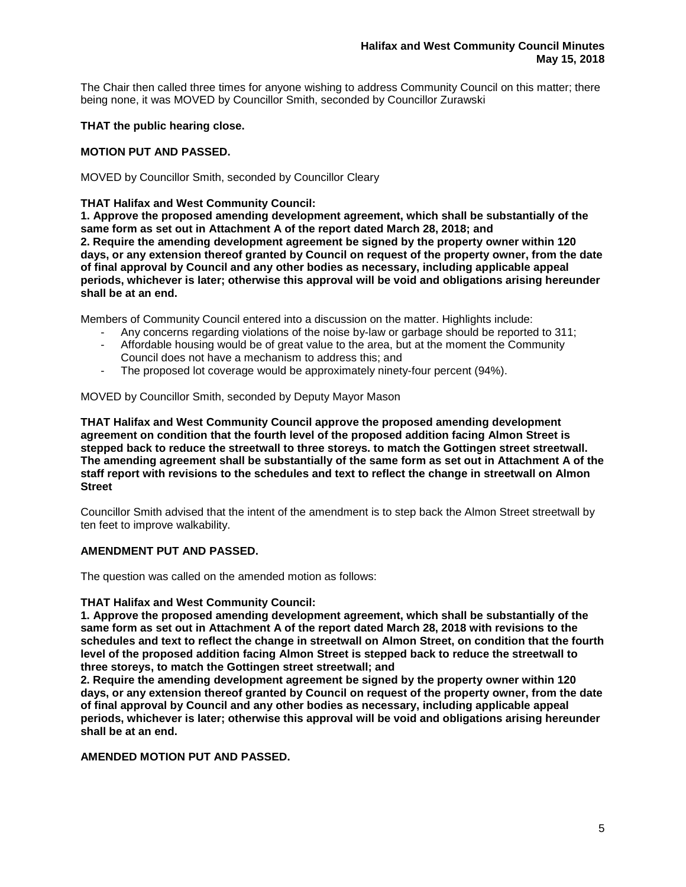The Chair then called three times for anyone wishing to address Community Council on this matter; there being none, it was MOVED by Councillor Smith, seconded by Councillor Zurawski

**THAT the public hearing close.**

**MOTION PUT AND PASSED.**

MOVED by Councillor Smith, seconded by Councillor Cleary

**THAT Halifax and West Community Council:**
**1. Approve the proposed amending development agreement, which shall be substantially of the same form as set out in Attachment A of the report dated March 28, 2018; and**
**2. Require the amending development agreement be signed by the property owner within 120 days, or any extension thereof granted by Council on request of the property owner, from the date of final approval by Council and any other bodies as necessary, including applicable appeal periods, whichever is later; otherwise this approval will be void and obligations arising hereunder shall be at an end.**

Members of Community Council entered into a discussion on the matter. Highlights include:

- Any concerns regarding violations of the noise by-law or garbage should be reported to 311;
- Affordable housing would be of great value to the area, but at the moment the Community Council does not have a mechanism to address this; and
- The proposed lot coverage would be approximately ninety-four percent (94%).

MOVED by Councillor Smith, seconded by Deputy Mayor Mason

**THAT Halifax and West Community Council approve the proposed amending development agreement on condition that the fourth level of the proposed addition facing Almon Street is stepped back to reduce the streetwall to three storeys. to match the Gottingen street streetwall. The amending agreement shall be substantially of the same form as set out in Attachment A of the staff report with revisions to the schedules and text to reflect the change in streetwall on Almon Street**

Councillor Smith advised that the intent of the amendment is to step back the Almon Street streetwall by ten feet to improve walkability.

**AMENDMENT PUT AND PASSED.**

The question was called on the amended motion as follows:

**THAT Halifax and West Community Council:**
**1. Approve the proposed amending development agreement, which shall be substantially of the same form as set out in Attachment A of the report dated March 28, 2018 with revisions to the schedules and text to reflect the change in streetwall on Almon Street, on condition that the fourth level of the proposed addition facing Almon Street is stepped back to reduce the streetwall to three storeys, to match the Gottingen street streetwall; and**
**2. Require the amending development agreement be signed by the property owner within 120 days, or any extension thereof granted by Council on request of the property owner, from the date of final approval by Council and any other bodies as necessary, including applicable appeal periods, whichever is later; otherwise this approval will be void and obligations arising hereunder shall be at an end.**

**AMENDED MOTION PUT AND PASSED.**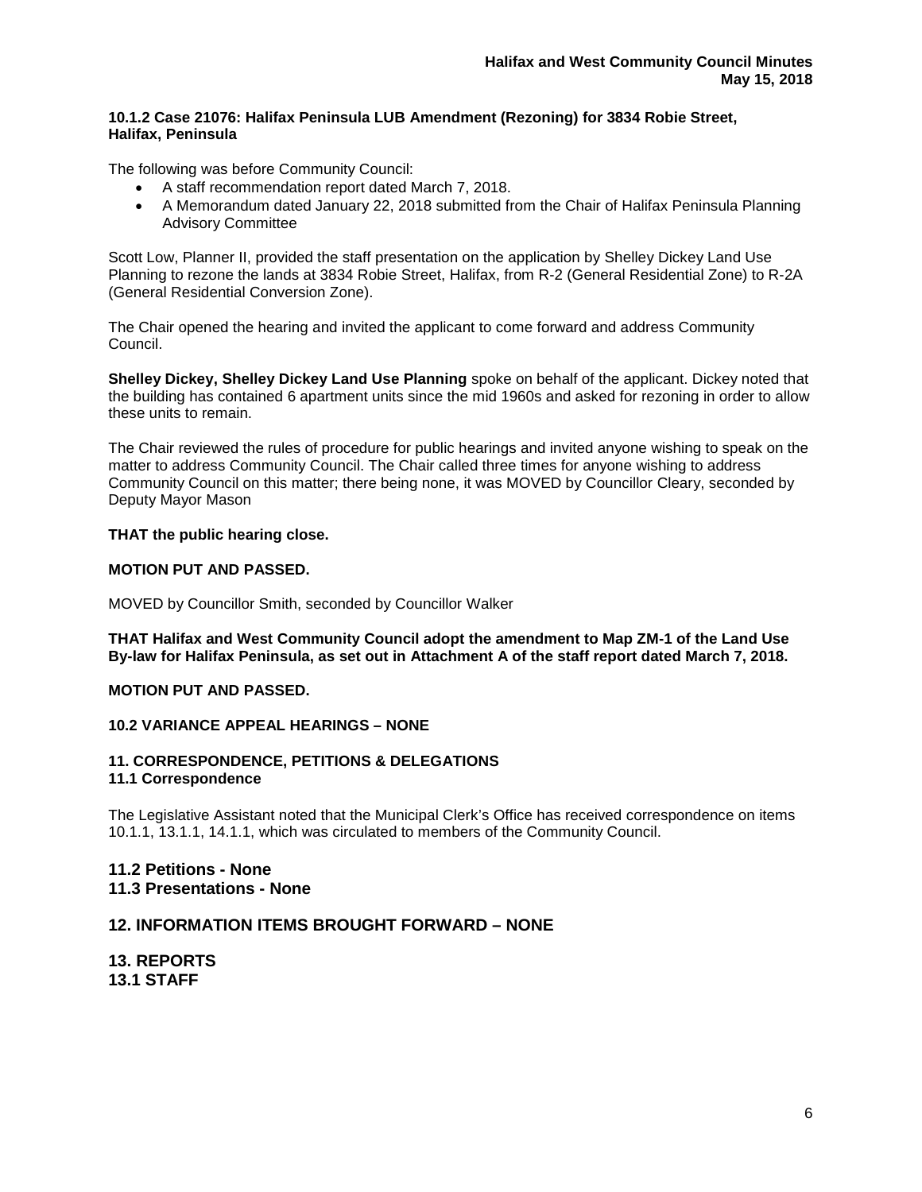**10.1.2 Case 21076: Halifax Peninsula LUB Amendment (Rezoning) for 3834 Robie Street, Halifax, Peninsula**

The following was before Community Council:

- A staff recommendation report dated March 7, 2018.
- A Memorandum dated January 22, 2018 submitted from the Chair of Halifax Peninsula Planning Advisory Committee

Scott Low, Planner II, provided the staff presentation on the application by Shelley Dickey Land Use Planning to rezone the lands at 3834 Robie Street, Halifax, from R-2 (General Residential Zone) to R-2A (General Residential Conversion Zone).

The Chair opened the hearing and invited the applicant to come forward and address Community Council.

**Shelley Dickey, Shelley Dickey Land Use Planning** spoke on behalf of the applicant. Dickey noted that the building has contained 6 apartment units since the mid 1960s and asked for rezoning in order to allow these units to remain.

The Chair reviewed the rules of procedure for public hearings and invited anyone wishing to speak on the matter to address Community Council. The Chair called three times for anyone wishing to address Community Council on this matter; there being none, it was MOVED by Councillor Cleary, seconded by Deputy Mayor Mason

**THAT the public hearing close.**

**MOTION PUT AND PASSED.**

MOVED by Councillor Smith, seconded by Councillor Walker

**THAT Halifax and West Community Council adopt the amendment to Map ZM-1 of the Land Use By-law for Halifax Peninsula, as set out in Attachment A of the staff report dated March 7, 2018.**

**MOTION PUT AND PASSED.**

**10.2 VARIANCE APPEAL HEARINGS – NONE**

**11. CORRESPONDENCE, PETITIONS & DELEGATIONS**
**11.1 Correspondence**

The Legislative Assistant noted that the Municipal Clerk's Office has received correspondence on items 10.1.1, 13.1.1, 14.1.1, which was circulated to members of the Community Council.

## 11.2 Petitions - None
## 11.3 Presentations - None

## 12. INFORMATION ITEMS BROUGHT FORWARD – NONE

## 13. REPORTS
## 13.1 STAFF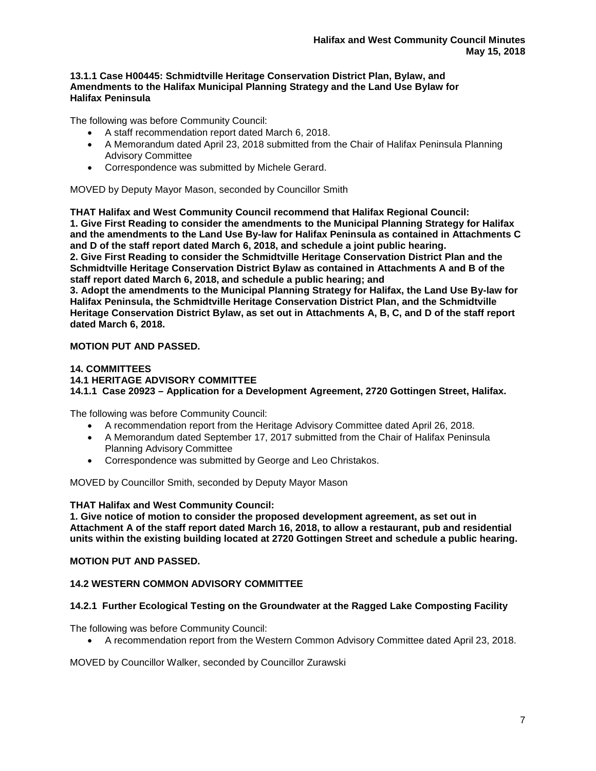**13.1.1 Case H00445: Schmidtville Heritage Conservation District Plan, Bylaw, and Amendments to the Halifax Municipal Planning Strategy and the Land Use Bylaw for Halifax Peninsula**

The following was before Community Council:

- A staff recommendation report dated March 6, 2018.
- A Memorandum dated April 23, 2018 submitted from the Chair of Halifax Peninsula Planning Advisory Committee
- Correspondence was submitted by Michele Gerard.

MOVED by Deputy Mayor Mason, seconded by Councillor Smith

**THAT Halifax and West Community Council recommend that Halifax Regional Council:**
**1. Give First Reading to consider the amendments to the Municipal Planning Strategy for Halifax and the amendments to the Land Use By-law for Halifax Peninsula as contained in Attachments C and D of the staff report dated March 6, 2018, and schedule a joint public hearing.**
**2. Give First Reading to consider the Schmidtville Heritage Conservation District Plan and the Schmidtville Heritage Conservation District Bylaw as contained in Attachments A and B of the staff report dated March 6, 2018, and schedule a public hearing; and**
**3. Adopt the amendments to the Municipal Planning Strategy for Halifax, the Land Use By-law for Halifax Peninsula, the Schmidtville Heritage Conservation District Plan, and the Schmidtville Heritage Conservation District Bylaw, as set out in Attachments A, B, C, and D of the staff report dated March 6, 2018.**

**MOTION PUT AND PASSED.**

**14. COMMITTEES**
**14.1 HERITAGE ADVISORY COMMITTEE**
**14.1.1 Case 20923 – Application for a Development Agreement, 2720 Gottingen Street, Halifax.**

The following was before Community Council:

- A recommendation report from the Heritage Advisory Committee dated April 26, 2018.
- A Memorandum dated September 17, 2017 submitted from the Chair of Halifax Peninsula Planning Advisory Committee
- Correspondence was submitted by George and Leo Christakos.

MOVED by Councillor Smith, seconded by Deputy Mayor Mason

**THAT Halifax and West Community Council:**
**1. Give notice of motion to consider the proposed development agreement, as set out in Attachment A of the staff report dated March 16, 2018, to allow a restaurant, pub and residential units within the existing building located at 2720 Gottingen Street and schedule a public hearing.**

**MOTION PUT AND PASSED.**

**14.2 WESTERN COMMON ADVISORY COMMITTEE**

**14.2.1 Further Ecological Testing on the Groundwater at the Ragged Lake Composting Facility**

The following was before Community Council:

- A recommendation report from the Western Common Advisory Committee dated April 23, 2018.

MOVED by Councillor Walker, seconded by Councillor Zurawski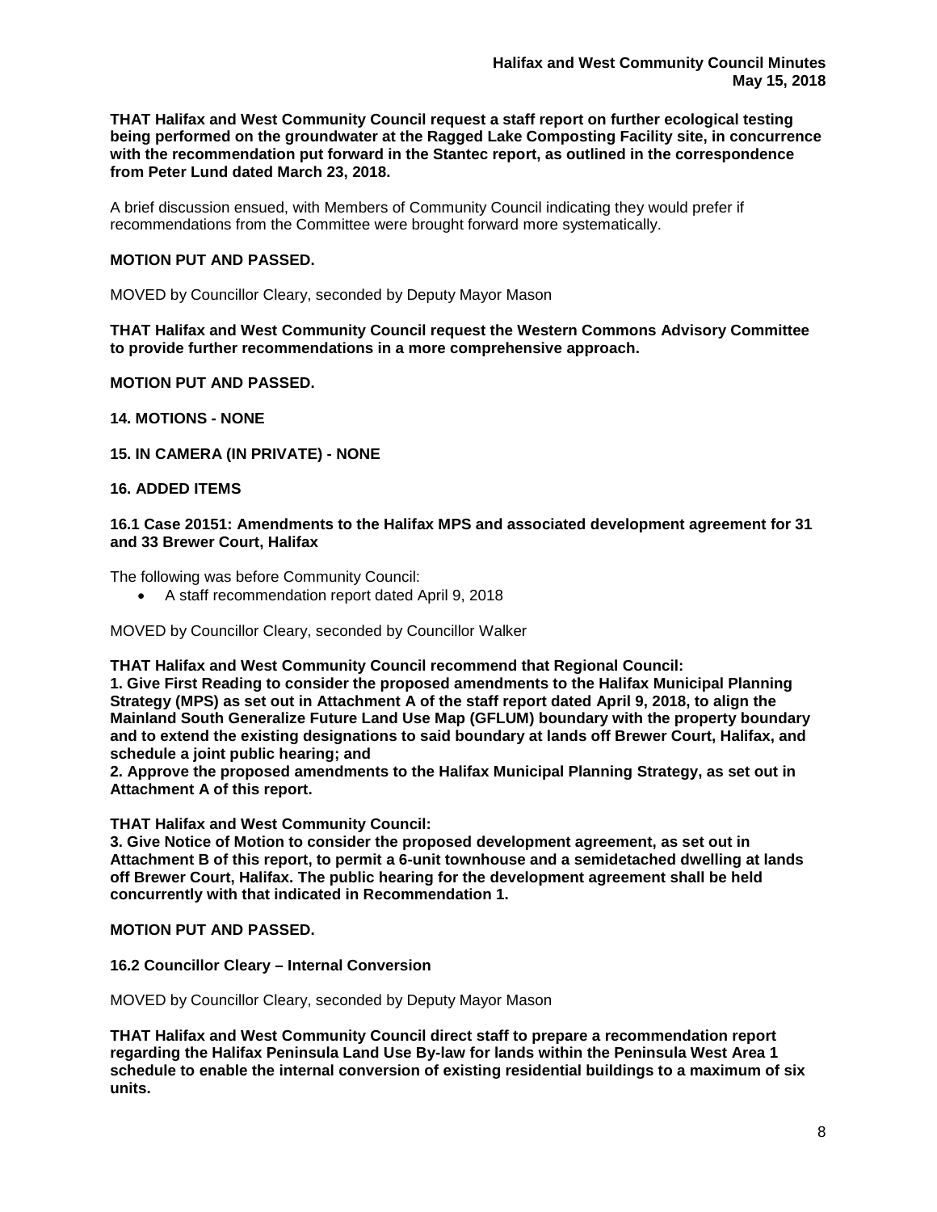**THAT Halifax and West Community Council request a staff report on further ecological testing being performed on the groundwater at the Ragged Lake Composting Facility site, in concurrence with the recommendation put forward in the Stantec report, as outlined in the correspondence from Peter Lund dated March 23, 2018.**

A brief discussion ensued, with Members of Community Council indicating they would prefer if recommendations from the Committee were brought forward more systematically.

**MOTION PUT AND PASSED.**

MOVED by Councillor Cleary, seconded by Deputy Mayor Mason

**THAT Halifax and West Community Council request the Western Commons Advisory Committee to provide further recommendations in a more comprehensive approach.**

**MOTION PUT AND PASSED.**

## 14. MOTIONS - NONE

## 15. IN CAMERA (IN PRIVATE) - NONE

## 16. ADDED ITEMS

### 16.1 Case 20151: Amendments to the Halifax MPS and associated development agreement for 31 and 33 Brewer Court, Halifax

The following was before Community Council:

- A staff recommendation report dated April 9, 2018

MOVED by Councillor Cleary, seconded by Councillor Walker

**THAT Halifax and West Community Council recommend that Regional Council:**
**1. Give First Reading to consider the proposed amendments to the Halifax Municipal Planning Strategy (MPS) as set out in Attachment A of the staff report dated April 9, 2018, to align the Mainland South Generalize Future Land Use Map (GFLUM) boundary with the property boundary and to extend the existing designations to said boundary at lands off Brewer Court, Halifax, and schedule a joint public hearing; and**
**2. Approve the proposed amendments to the Halifax Municipal Planning Strategy, as set out in Attachment A of this report.**

**THAT Halifax and West Community Council:**
**3. Give Notice of Motion to consider the proposed development agreement, as set out in Attachment B of this report, to permit a 6-unit townhouse and a semidetached dwelling at lands off Brewer Court, Halifax. The public hearing for the development agreement shall be held concurrently with that indicated in Recommendation 1.**

**MOTION PUT AND PASSED.**

### 16.2 Councillor Cleary – Internal Conversion

MOVED by Councillor Cleary, seconded by Deputy Mayor Mason

**THAT Halifax and West Community Council direct staff to prepare a recommendation report regarding the Halifax Peninsula Land Use By-law for lands within the Peninsula West Area 1 schedule to enable the internal conversion of existing residential buildings to a maximum of six units.**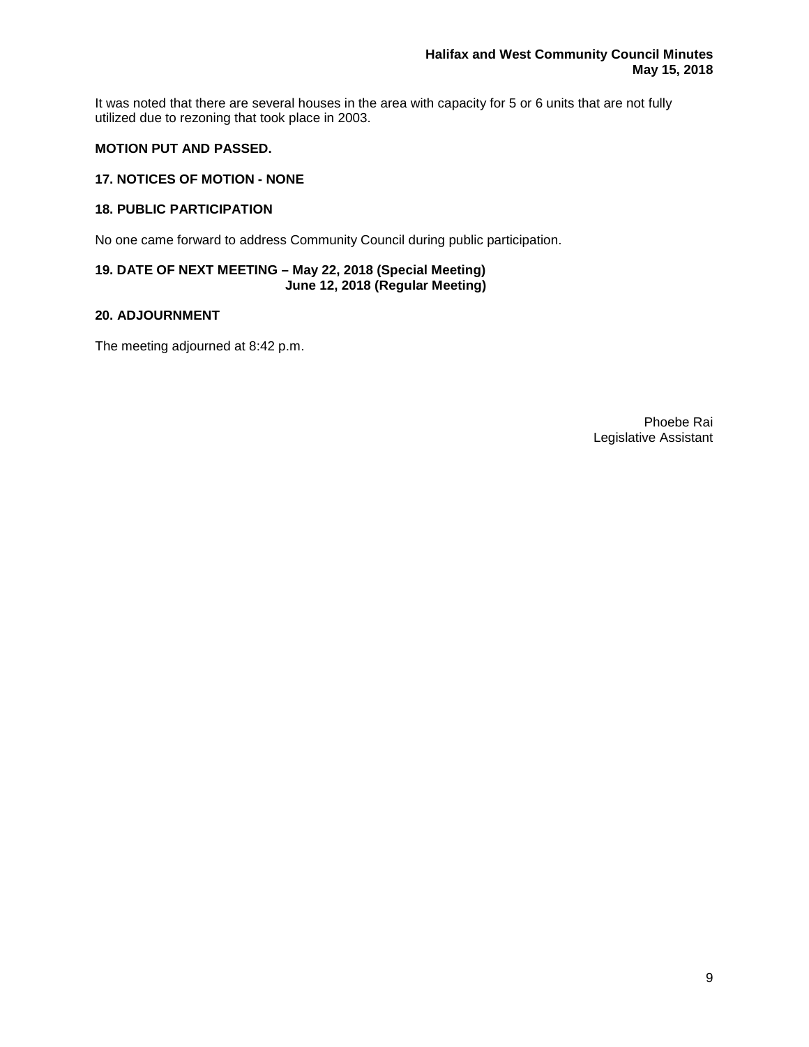It was noted that there are several houses in the area with capacity for 5 or 6 units that are not fully utilized due to rezoning that took place in 2003.

**MOTION PUT AND PASSED.**

## 17. NOTICES OF MOTION - NONE

## 18. PUBLIC PARTICIPATION

No one came forward to address Community Council during public participation.

## 19. DATE OF NEXT MEETING – May 22, 2018 (Special Meeting)
## June 12, 2018 (Regular Meeting)

## 20. ADJOURNMENT

The meeting adjourned at 8:42 p.m.

Phoebe Rai
Legislative Assistant